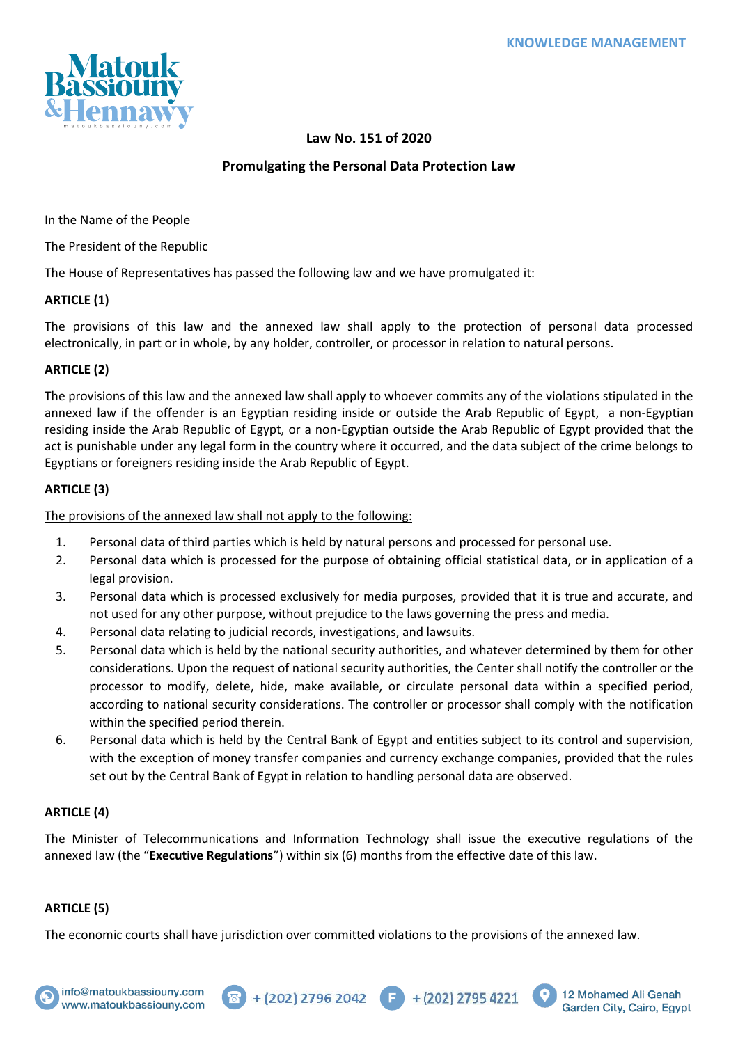# Law No. 151 of 2020

## Promulgating the Personal Data Protection Law

In the Name of the People

The President of the Republic

The House of Representatives has passed the following law and we have promulgated it:

**ARTICLE (1)**

The provisions of this law and the annexed law shall apply to the protection of personal data processed electronically, in part or in whole, by any holder, controller, or processor in relation to natural persons.

**ARTICLE (2)**

The provisions of this law and the annexed law shall apply to whoever commits any of the violations stipulated in the annexed law if the offender is an Egyptian residing inside or outside the Arab Republic of Egypt, a non-Egyptian residing inside the Arab Republic of Egypt, or a non-Egyptian outside the Arab Republic of Egypt provided that the act is punishable under any legal form in the country where it occurred, and the data subject of the crime belongs to Egyptians or foreigners residing inside the Arab Republic of Egypt.

**ARTICLE (3)**

The provisions of the annexed law shall not apply to the following:

1. Personal data of third parties which is held by natural persons and processed for personal use.
2. Personal data which is processed for the purpose of obtaining official statistical data, or in application of a legal provision.
3. Personal data which is processed exclusively for media purposes, provided that it is true and accurate, and not used for any other purpose, without prejudice to the laws governing the press and media.
4. Personal data relating to judicial records, investigations, and lawsuits.
5. Personal data which is held by the national security authorities, and whatever determined by them for other considerations. Upon the request of national security authorities, the Center shall notify the controller or the processor to modify, delete, hide, make available, or circulate personal data within a specified period, according to national security considerations. The controller or processor shall comply with the notification within the specified period therein.
6. Personal data which is held by the Central Bank of Egypt and entities subject to its control and supervision, with the exception of money transfer companies and currency exchange companies, provided that the rules set out by the Central Bank of Egypt in relation to handling personal data are observed.

**ARTICLE (4)**

The Minister of Telecommunications and Information Technology shall issue the executive regulations of the annexed law (the "**Executive Regulations**") within six (6) months from the effective date of this law.

**ARTICLE (5)**

The economic courts shall have jurisdiction over committed violations to the provisions of the annexed law.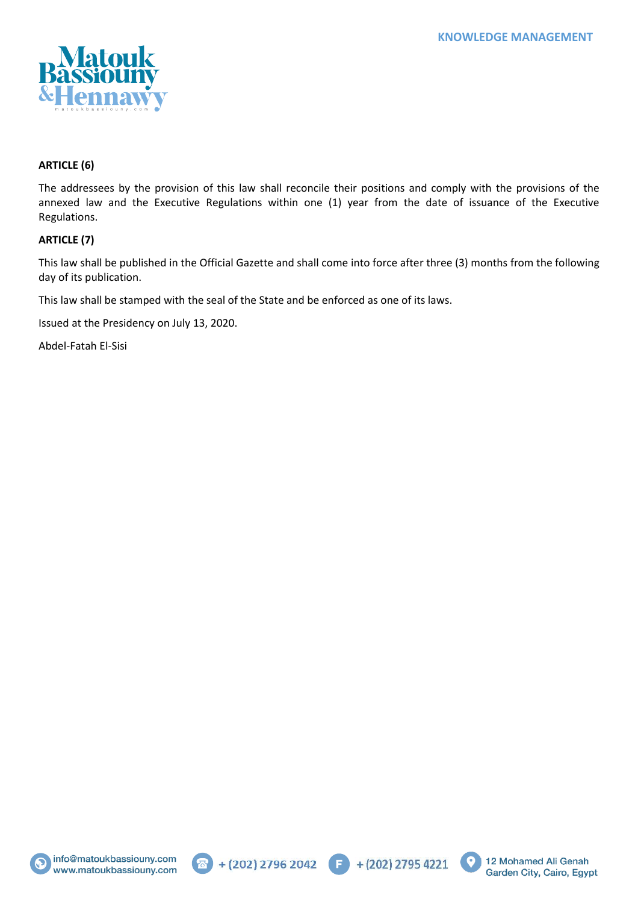**ARTICLE (6)**

The addressees by the provision of this law shall reconcile their positions and comply with the provisions of the annexed law and the Executive Regulations within one (1) year from the date of issuance of the Executive Regulations.

**ARTICLE (7)**

This law shall be published in the Official Gazette and shall come into force after three (3) months from the following day of its publication.

This law shall be stamped with the seal of the State and be enforced as one of its laws.

Issued at the Presidency on July 13, 2020.

Abdel-Fatah El-Sisi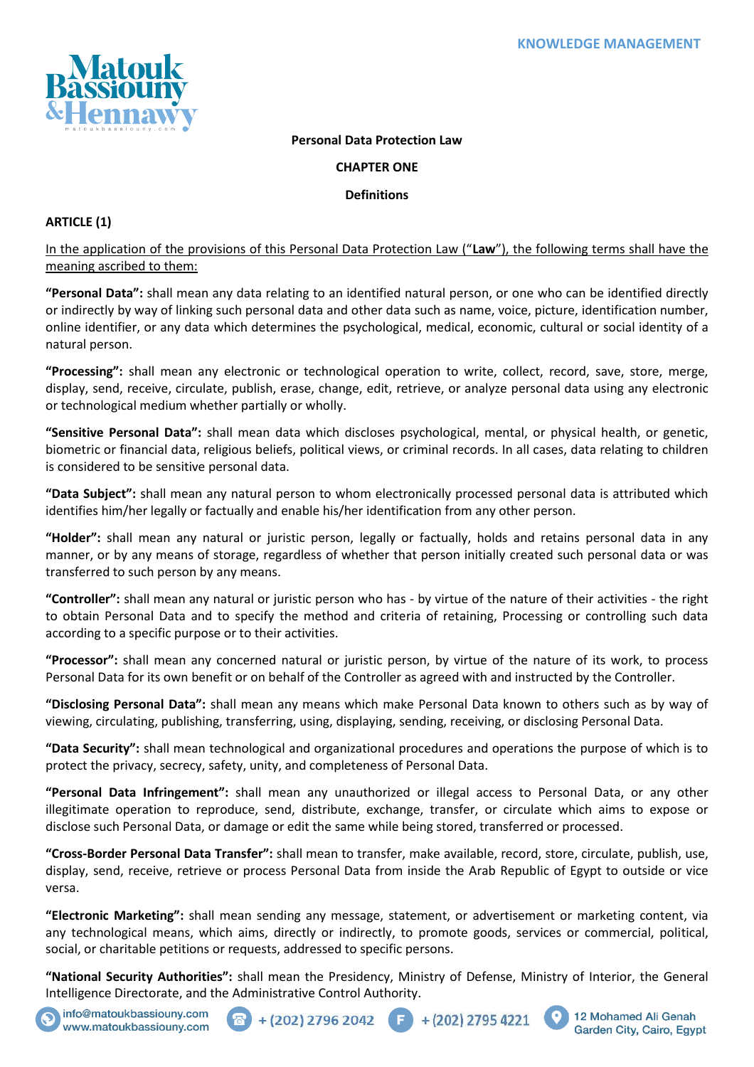**Personal Data Protection Law**

**CHAPTER ONE**

**Definitions**

**ARTICLE (1)**

In the application of the provisions of this Personal Data Protection Law ("**Law**"), the following terms shall have the meaning ascribed to them:

**"Personal Data":** shall mean any data relating to an identified natural person, or one who can be identified directly or indirectly by way of linking such personal data and other data such as name, voice, picture, identification number, online identifier, or any data which determines the psychological, medical, economic, cultural or social identity of a natural person.

**"Processing":** shall mean any electronic or technological operation to write, collect, record, save, store, merge, display, send, receive, circulate, publish, erase, change, edit, retrieve, or analyze personal data using any electronic or technological medium whether partially or wholly.

**"Sensitive Personal Data":** shall mean data which discloses psychological, mental, or physical health, or genetic, biometric or financial data, religious beliefs, political views, or criminal records. In all cases, data relating to children is considered to be sensitive personal data.

**"Data Subject":** shall mean any natural person to whom electronically processed personal data is attributed which identifies him/her legally or factually and enable his/her identification from any other person.

**"Holder":** shall mean any natural or juristic person, legally or factually, holds and retains personal data in any manner, or by any means of storage, regardless of whether that person initially created such personal data or was transferred to such person by any means.

**"Controller":** shall mean any natural or juristic person who has - by virtue of the nature of their activities - the right to obtain Personal Data and to specify the method and criteria of retaining, Processing or controlling such data according to a specific purpose or to their activities.

**"Processor":** shall mean any concerned natural or juristic person, by virtue of the nature of its work, to process Personal Data for its own benefit or on behalf of the Controller as agreed with and instructed by the Controller.

**"Disclosing Personal Data":** shall mean any means which make Personal Data known to others such as by way of viewing, circulating, publishing, transferring, using, displaying, sending, receiving, or disclosing Personal Data.

**"Data Security":** shall mean technological and organizational procedures and operations the purpose of which is to protect the privacy, secrecy, safety, unity, and completeness of Personal Data.

**"Personal Data Infringement":** shall mean any unauthorized or illegal access to Personal Data, or any other illegitimate operation to reproduce, send, distribute, exchange, transfer, or circulate which aims to expose or disclose such Personal Data, or damage or edit the same while being stored, transferred or processed.

**"Cross-Border Personal Data Transfer":** shall mean to transfer, make available, record, store, circulate, publish, use, display, send, receive, retrieve or process Personal Data from inside the Arab Republic of Egypt to outside or vice versa.

**"Electronic Marketing":** shall mean sending any message, statement, or advertisement or marketing content, via any technological means, which aims, directly or indirectly, to promote goods, services or commercial, political, social, or charitable petitions or requests, addressed to specific persons.

**"National Security Authorities":** shall mean the Presidency, Ministry of Defense, Ministry of Interior, the General Intelligence Directorate, and the Administrative Control Authority.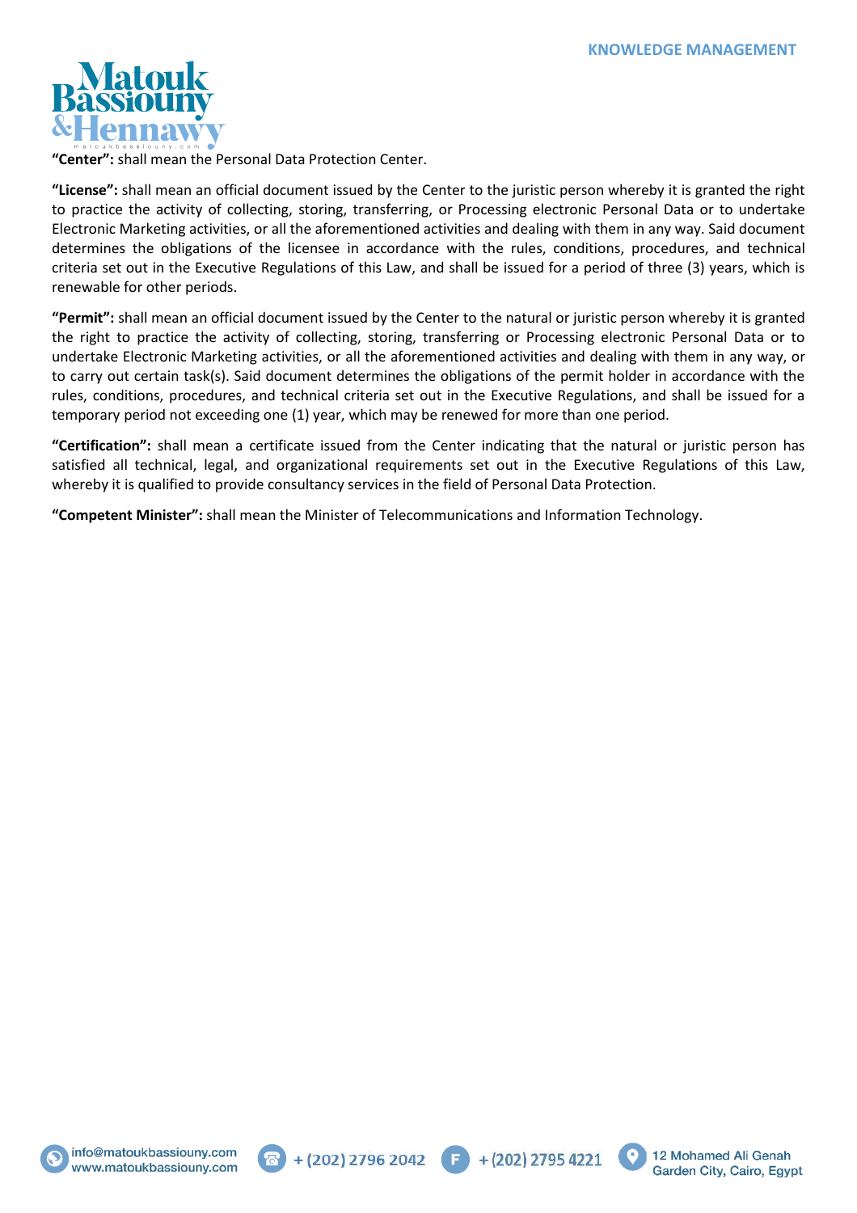**"Center":** shall mean the Personal Data Protection Center.

**"License":** shall mean an official document issued by the Center to the juristic person whereby it is granted the right to practice the activity of collecting, storing, transferring, or Processing electronic Personal Data or to undertake Electronic Marketing activities, or all the aforementioned activities and dealing with them in any way. Said document determines the obligations of the licensee in accordance with the rules, conditions, procedures, and technical criteria set out in the Executive Regulations of this Law, and shall be issued for a period of three (3) years, which is renewable for other periods.

**"Permit":** shall mean an official document issued by the Center to the natural or juristic person whereby it is granted the right to practice the activity of collecting, storing, transferring or Processing electronic Personal Data or to undertake Electronic Marketing activities, or all the aforementioned activities and dealing with them in any way, or to carry out certain task(s). Said document determines the obligations of the permit holder in accordance with the rules, conditions, procedures, and technical criteria set out in the Executive Regulations, and shall be issued for a temporary period not exceeding one (1) year, which may be renewed for more than one period.

**"Certification":** shall mean a certificate issued from the Center indicating that the natural or juristic person has satisfied all technical, legal, and organizational requirements set out in the Executive Regulations of this Law, whereby it is qualified to provide consultancy services in the field of Personal Data Protection.

**"Competent Minister":** shall mean the Minister of Telecommunications and Information Technology.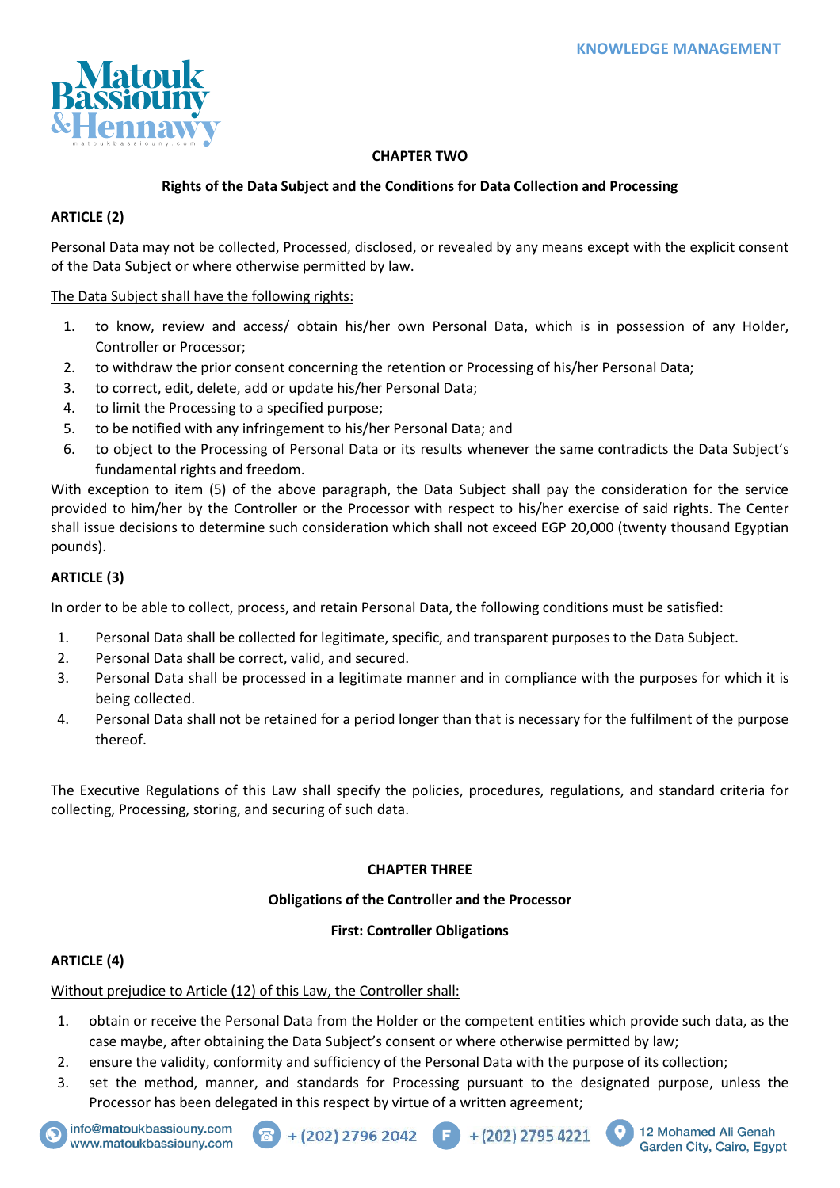## CHAPTER TWO

### Rights of the Data Subject and the Conditions for Data Collection and Processing

**ARTICLE (2)**

Personal Data may not be collected, Processed, disclosed, or revealed by any means except with the explicit consent of the Data Subject or where otherwise permitted by law.

The Data Subject shall have the following rights:

1. to know, review and access/ obtain his/her own Personal Data, which is in possession of any Holder, Controller or Processor;
2. to withdraw the prior consent concerning the retention or Processing of his/her Personal Data;
3. to correct, edit, delete, add or update his/her Personal Data;
4. to limit the Processing to a specified purpose;
5. to be notified with any infringement to his/her Personal Data; and
6. to object to the Processing of Personal Data or its results whenever the same contradicts the Data Subject's fundamental rights and freedom.

With exception to item (5) of the above paragraph, the Data Subject shall pay the consideration for the service provided to him/her by the Controller or the Processor with respect to his/her exercise of said rights. The Center shall issue decisions to determine such consideration which shall not exceed EGP 20,000 (twenty thousand Egyptian pounds).

**ARTICLE (3)**

In order to be able to collect, process, and retain Personal Data, the following conditions must be satisfied:

1. Personal Data shall be collected for legitimate, specific, and transparent purposes to the Data Subject.
2. Personal Data shall be correct, valid, and secured.
3. Personal Data shall be processed in a legitimate manner and in compliance with the purposes for which it is being collected.
4. Personal Data shall not be retained for a period longer than that is necessary for the fulfilment of the purpose thereof.

The Executive Regulations of this Law shall specify the policies, procedures, regulations, and standard criteria for collecting, Processing, storing, and securing of such data.

## CHAPTER THREE

### Obligations of the Controller and the Processor

### First: Controller Obligations

**ARTICLE (4)**

Without prejudice to Article (12) of this Law, the Controller shall:

1. obtain or receive the Personal Data from the Holder or the competent entities which provide such data, as the case maybe, after obtaining the Data Subject's consent or where otherwise permitted by law;
2. ensure the validity, conformity and sufficiency of the Personal Data with the purpose of its collection;
3. set the method, manner, and standards for Processing pursuant to the designated purpose, unless the Processor has been delegated in this respect by virtue of a written agreement;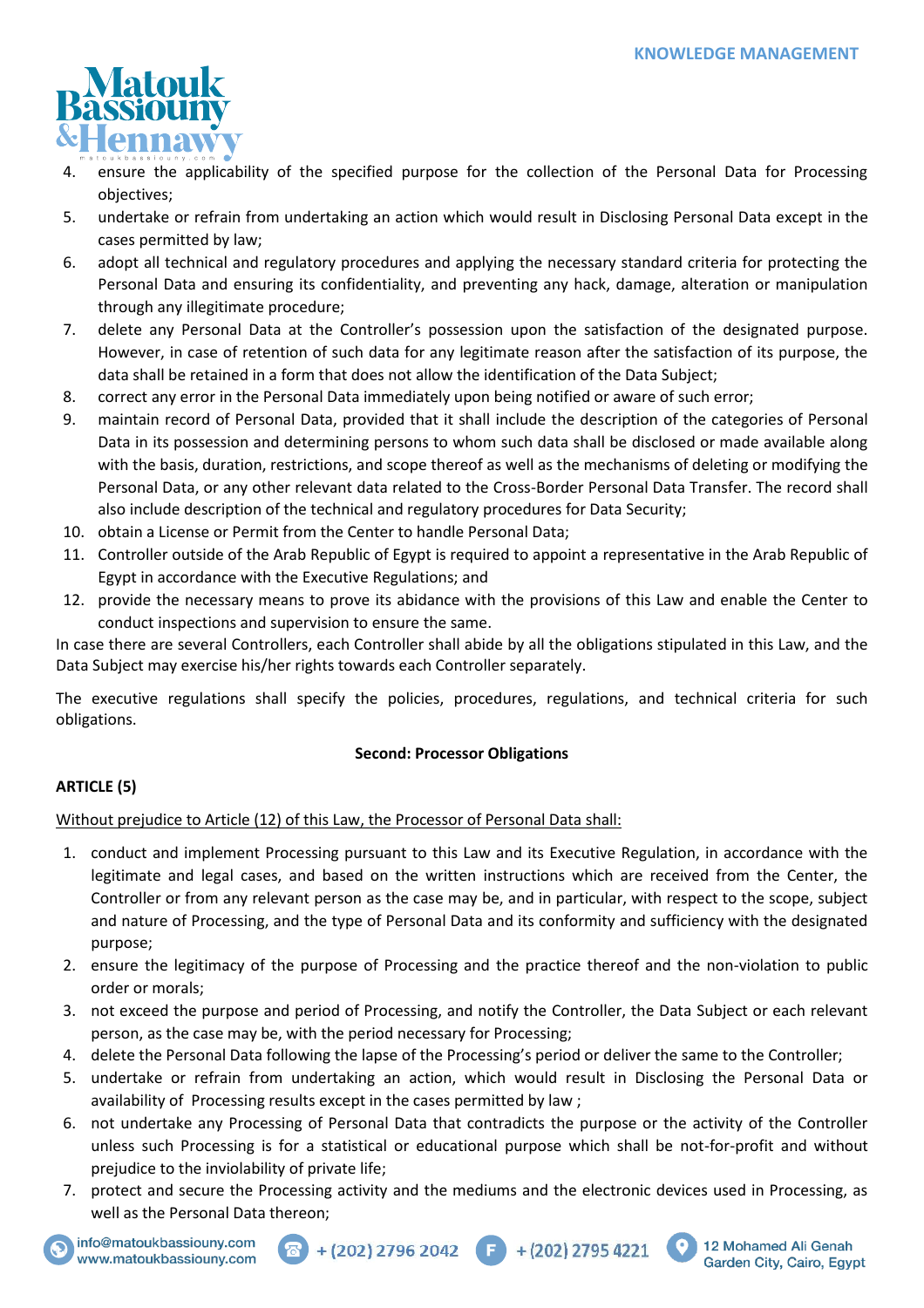4. ensure the applicability of the specified purpose for the collection of the Personal Data for Processing objectives;
5. undertake or refrain from undertaking an action which would result in Disclosing Personal Data except in the cases permitted by law;
6. adopt all technical and regulatory procedures and applying the necessary standard criteria for protecting the Personal Data and ensuring its confidentiality, and preventing any hack, damage, alteration or manipulation through any illegitimate procedure;
7. delete any Personal Data at the Controller's possession upon the satisfaction of the designated purpose. However, in case of retention of such data for any legitimate reason after the satisfaction of its purpose, the data shall be retained in a form that does not allow the identification of the Data Subject;
8. correct any error in the Personal Data immediately upon being notified or aware of such error;
9. maintain record of Personal Data, provided that it shall include the description of the categories of Personal Data in its possession and determining persons to whom such data shall be disclosed or made available along with the basis, duration, restrictions, and scope thereof as well as the mechanisms of deleting or modifying the Personal Data, or any other relevant data related to the Cross-Border Personal Data Transfer. The record shall also include description of the technical and regulatory procedures for Data Security;
10. obtain a License or Permit from the Center to handle Personal Data;
11. Controller outside of the Arab Republic of Egypt is required to appoint a representative in the Arab Republic of Egypt in accordance with the Executive Regulations; and
12. provide the necessary means to prove its abidance with the provisions of this Law and enable the Center to conduct inspections and supervision to ensure the same.

In case there are several Controllers, each Controller shall abide by all the obligations stipulated in this Law, and the Data Subject may exercise his/her rights towards each Controller separately.

The executive regulations shall specify the policies, procedures, regulations, and technical criteria for such obligations.

**Second: Processor Obligations**

**ARTICLE (5)**

Without prejudice to Article (12) of this Law, the Processor of Personal Data shall:

1. conduct and implement Processing pursuant to this Law and its Executive Regulation, in accordance with the legitimate and legal cases, and based on the written instructions which are received from the Center, the Controller or from any relevant person as the case may be, and in particular, with respect to the scope, subject and nature of Processing, and the type of Personal Data and its conformity and sufficiency with the designated purpose;
2. ensure the legitimacy of the purpose of Processing and the practice thereof and the non-violation to public order or morals;
3. not exceed the purpose and period of Processing, and notify the Controller, the Data Subject or each relevant person, as the case may be, with the period necessary for Processing;
4. delete the Personal Data following the lapse of the Processing's period or deliver the same to the Controller;
5. undertake or refrain from undertaking an action, which would result in Disclosing the Personal Data or availability of Processing results except in the cases permitted by law ;
6. not undertake any Processing of Personal Data that contradicts the purpose or the activity of the Controller unless such Processing is for a statistical or educational purpose which shall be not-for-profit and without prejudice to the inviolability of private life;
7. protect and secure the Processing activity and the mediums and the electronic devices used in Processing, as well as the Personal Data thereon;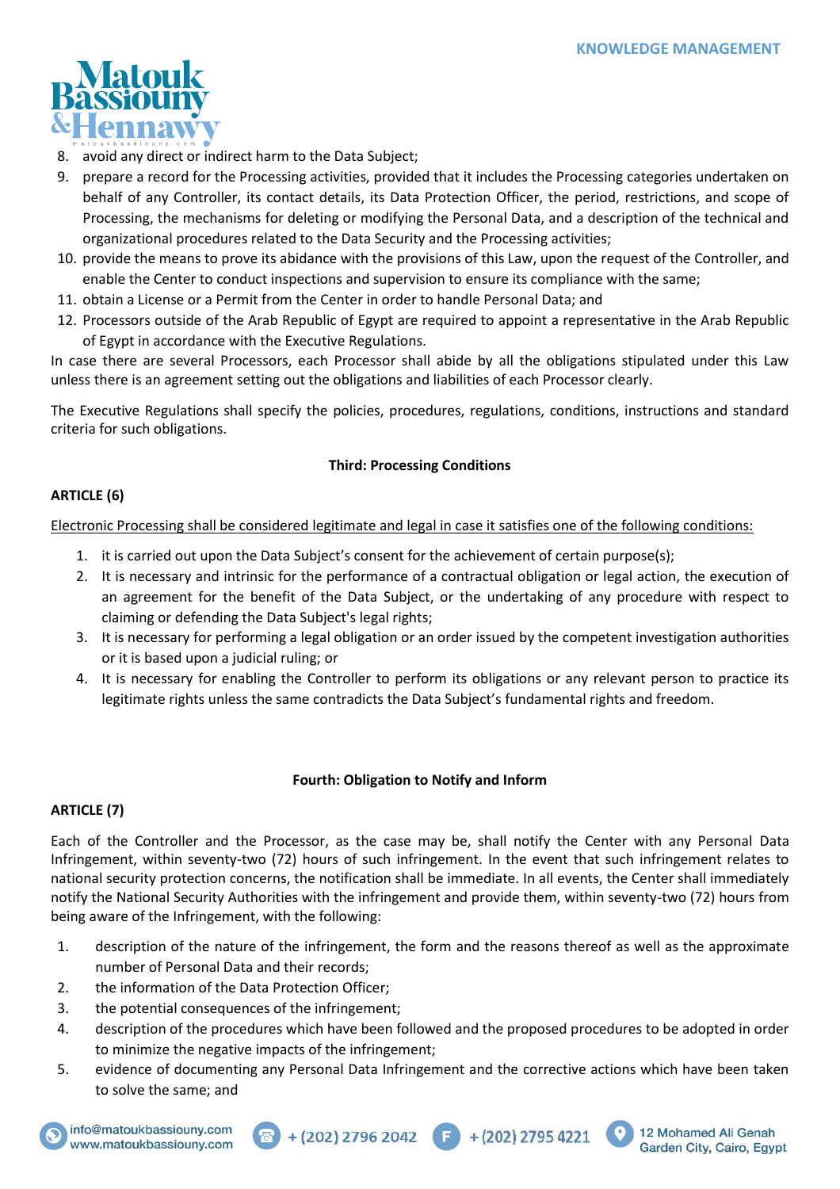8. avoid any direct or indirect harm to the Data Subject;
9. prepare a record for the Processing activities, provided that it includes the Processing categories undertaken on behalf of any Controller, its contact details, its Data Protection Officer, the period, restrictions, and scope of Processing, the mechanisms for deleting or modifying the Personal Data, and a description of the technical and organizational procedures related to the Data Security and the Processing activities;
10. provide the means to prove its abidance with the provisions of this Law, upon the request of the Controller, and enable the Center to conduct inspections and supervision to ensure its compliance with the same;
11. obtain a License or a Permit from the Center in order to handle Personal Data; and
12. Processors outside of the Arab Republic of Egypt are required to appoint a representative in the Arab Republic of Egypt in accordance with the Executive Regulations.

In case there are several Processors, each Processor shall abide by all the obligations stipulated under this Law unless there is an agreement setting out the obligations and liabilities of each Processor clearly.

The Executive Regulations shall specify the policies, procedures, regulations, conditions, instructions and standard criteria for such obligations.

### Third: Processing Conditions

**ARTICLE (6)**

Electronic Processing shall be considered legitimate and legal in case it satisfies one of the following conditions:

1. it is carried out upon the Data Subject's consent for the achievement of certain purpose(s);
2. It is necessary and intrinsic for the performance of a contractual obligation or legal action, the execution of an agreement for the benefit of the Data Subject, or the undertaking of any procedure with respect to claiming or defending the Data Subject's legal rights;
3. It is necessary for performing a legal obligation or an order issued by the competent investigation authorities or it is based upon a judicial ruling; or
4. It is necessary for enabling the Controller to perform its obligations or any relevant person to practice its legitimate rights unless the same contradicts the Data Subject's fundamental rights and freedom.

### Fourth: Obligation to Notify and Inform

**ARTICLE (7)**

Each of the Controller and the Processor, as the case may be, shall notify the Center with any Personal Data Infringement, within seventy-two (72) hours of such infringement. In the event that such infringement relates to national security protection concerns, the notification shall be immediate. In all events, the Center shall immediately notify the National Security Authorities with the infringement and provide them, within seventy-two (72) hours from being aware of the Infringement, with the following:

1. description of the nature of the infringement, the form and the reasons thereof as well as the approximate number of Personal Data and their records;
2. the information of the Data Protection Officer;
3. the potential consequences of the infringement;
4. description of the procedures which have been followed and the proposed procedures to be adopted in order to minimize the negative impacts of the infringement;
5. evidence of documenting any Personal Data Infringement and the corrective actions which have been taken to solve the same; and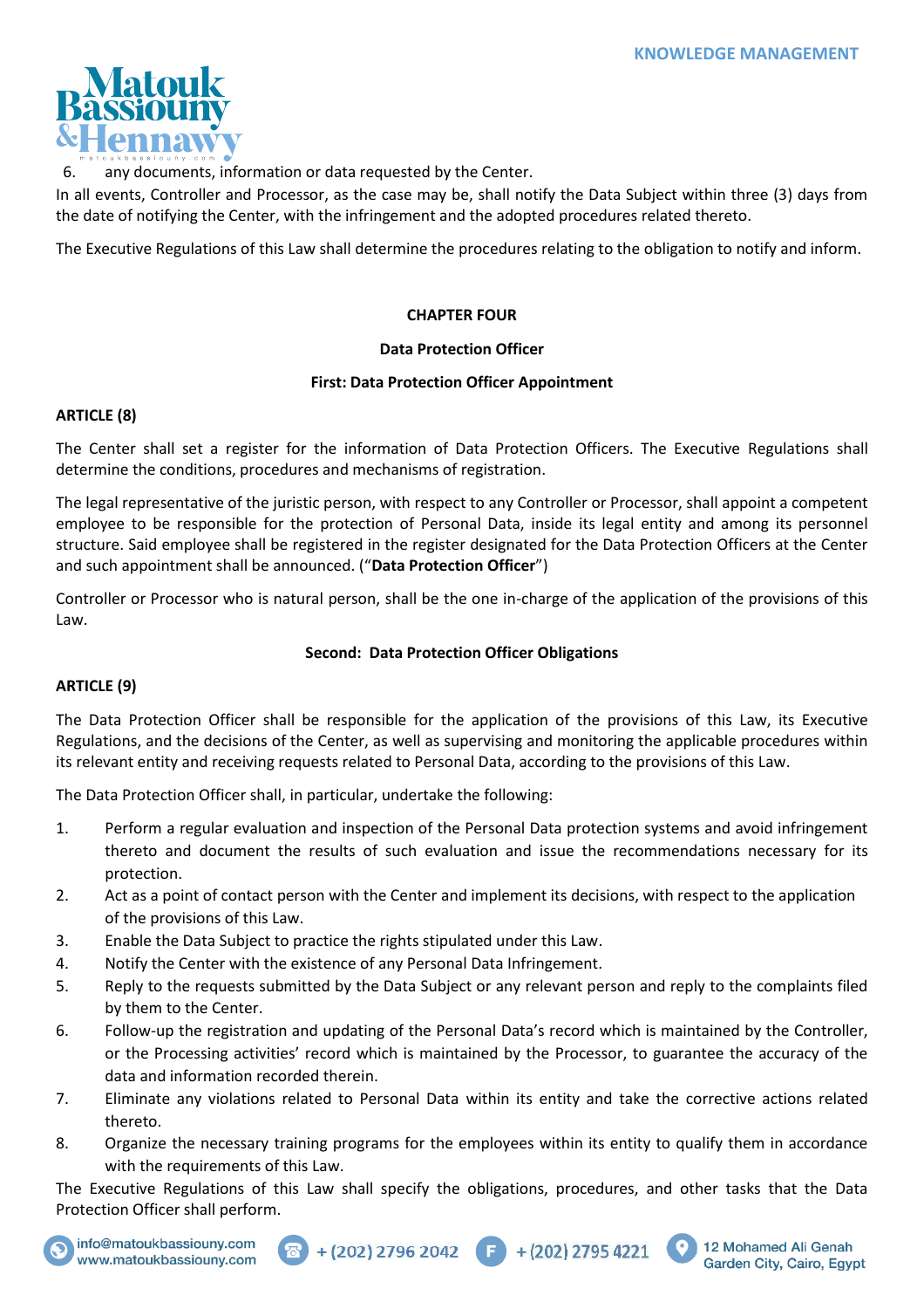6. any documents, information or data requested by the Center.

In all events, Controller and Processor, as the case may be, shall notify the Data Subject within three (3) days from the date of notifying the Center, with the infringement and the adopted procedures related thereto.

The Executive Regulations of this Law shall determine the procedures relating to the obligation to notify and inform.

## CHAPTER FOUR

## Data Protection Officer

### First: Data Protection Officer Appointment

**ARTICLE (8)**

The Center shall set a register for the information of Data Protection Officers. The Executive Regulations shall determine the conditions, procedures and mechanisms of registration.

The legal representative of the juristic person, with respect to any Controller or Processor, shall appoint a competent employee to be responsible for the protection of Personal Data, inside its legal entity and among its personnel structure. Said employee shall be registered in the register designated for the Data Protection Officers at the Center and such appointment shall be announced. ("**Data Protection Officer**")

Controller or Processor who is natural person, shall be the one in-charge of the application of the provisions of this Law.

### Second: Data Protection Officer Obligations

**ARTICLE (9)**

The Data Protection Officer shall be responsible for the application of the provisions of this Law, its Executive Regulations, and the decisions of the Center, as well as supervising and monitoring the applicable procedures within its relevant entity and receiving requests related to Personal Data, according to the provisions of this Law.

The Data Protection Officer shall, in particular, undertake the following:

1. Perform a regular evaluation and inspection of the Personal Data protection systems and avoid infringement thereto and document the results of such evaluation and issue the recommendations necessary for its protection.
2. Act as a point of contact person with the Center and implement its decisions, with respect to the application of the provisions of this Law.
3. Enable the Data Subject to practice the rights stipulated under this Law.
4. Notify the Center with the existence of any Personal Data Infringement.
5. Reply to the requests submitted by the Data Subject or any relevant person and reply to the complaints filed by them to the Center.
6. Follow-up the registration and updating of the Personal Data's record which is maintained by the Controller, or the Processing activities' record which is maintained by the Processor, to guarantee the accuracy of the data and information recorded therein.
7. Eliminate any violations related to Personal Data within its entity and take the corrective actions related thereto.
8. Organize the necessary training programs for the employees within its entity to qualify them in accordance with the requirements of this Law.

The Executive Regulations of this Law shall specify the obligations, procedures, and other tasks that the Data Protection Officer shall perform.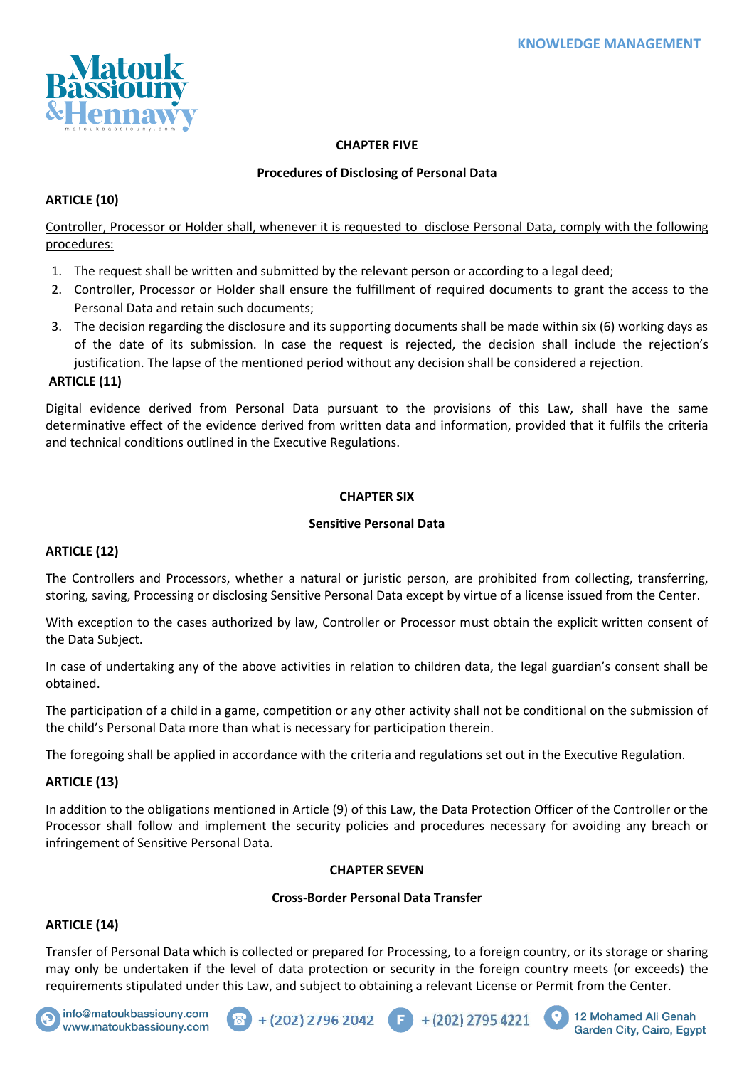## CHAPTER FIVE

### Procedures of Disclosing of Personal Data

**ARTICLE (10)**

Controller, Processor or Holder shall, whenever it is requested to disclose Personal Data, comply with the following procedures:

1. The request shall be written and submitted by the relevant person or according to a legal deed;
2. Controller, Processor or Holder shall ensure the fulfillment of required documents to grant the access to the Personal Data and retain such documents;
3. The decision regarding the disclosure and its supporting documents shall be made within six (6) working days as of the date of its submission. In case the request is rejected, the decision shall include the rejection's justification. The lapse of the mentioned period without any decision shall be considered a rejection.

**ARTICLE (11)**

Digital evidence derived from Personal Data pursuant to the provisions of this Law, shall have the same determinative effect of the evidence derived from written data and information, provided that it fulfils the criteria and technical conditions outlined in the Executive Regulations.

## CHAPTER SIX

### Sensitive Personal Data

**ARTICLE (12)**

The Controllers and Processors, whether a natural or juristic person, are prohibited from collecting, transferring, storing, saving, Processing or disclosing Sensitive Personal Data except by virtue of a license issued from the Center.

With exception to the cases authorized by law, Controller or Processor must obtain the explicit written consent of the Data Subject.

In case of undertaking any of the above activities in relation to children data, the legal guardian's consent shall be obtained.

The participation of a child in a game, competition or any other activity shall not be conditional on the submission of the child's Personal Data more than what is necessary for participation therein.

The foregoing shall be applied in accordance with the criteria and regulations set out in the Executive Regulation.

**ARTICLE (13)**

In addition to the obligations mentioned in Article (9) of this Law, the Data Protection Officer of the Controller or the Processor shall follow and implement the security policies and procedures necessary for avoiding any breach or infringement of Sensitive Personal Data.

## CHAPTER SEVEN

### Cross-Border Personal Data Transfer

**ARTICLE (14)**

Transfer of Personal Data which is collected or prepared for Processing, to a foreign country, or its storage or sharing may only be undertaken if the level of data protection or security in the foreign country meets (or exceeds) the requirements stipulated under this Law, and subject to obtaining a relevant License or Permit from the Center.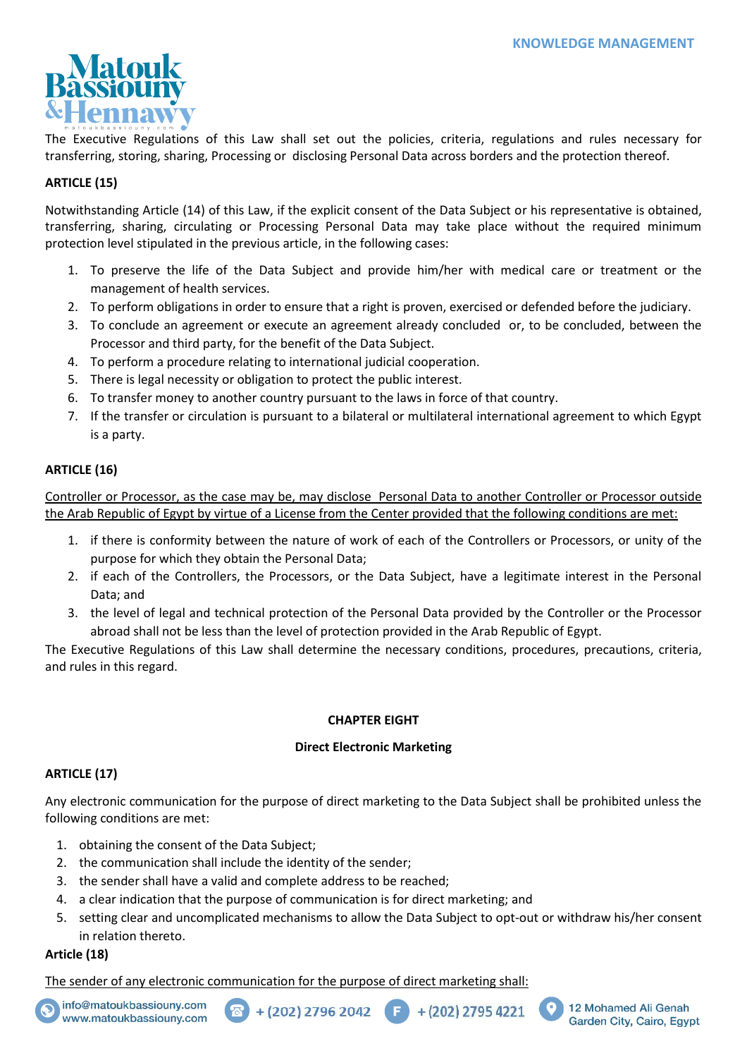The Executive Regulations of this Law shall set out the policies, criteria, regulations and rules necessary for transferring, storing, sharing, Processing or disclosing Personal Data across borders and the protection thereof.

**ARTICLE (15)**

Notwithstanding Article (14) of this Law, if the explicit consent of the Data Subject or his representative is obtained, transferring, sharing, circulating or Processing Personal Data may take place without the required minimum protection level stipulated in the previous article, in the following cases:

1. To preserve the life of the Data Subject and provide him/her with medical care or treatment or the management of health services.
2. To perform obligations in order to ensure that a right is proven, exercised or defended before the judiciary.
3. To conclude an agreement or execute an agreement already concluded or, to be concluded, between the Processor and third party, for the benefit of the Data Subject.
4. To perform a procedure relating to international judicial cooperation.
5. There is legal necessity or obligation to protect the public interest.
6. To transfer money to another country pursuant to the laws in force of that country.
7. If the transfer or circulation is pursuant to a bilateral or multilateral international agreement to which Egypt is a party.

**ARTICLE (16)**

Controller or Processor, as the case may be, may disclose Personal Data to another Controller or Processor outside the Arab Republic of Egypt by virtue of a License from the Center provided that the following conditions are met:

1. if there is conformity between the nature of work of each of the Controllers or Processors, or unity of the purpose for which they obtain the Personal Data;
2. if each of the Controllers, the Processors, or the Data Subject, have a legitimate interest in the Personal Data; and
3. the level of legal and technical protection of the Personal Data provided by the Controller or the Processor abroad shall not be less than the level of protection provided in the Arab Republic of Egypt.

The Executive Regulations of this Law shall determine the necessary conditions, procedures, precautions, criteria, and rules in this regard.

## CHAPTER EIGHT

### Direct Electronic Marketing

**ARTICLE (17)**

Any electronic communication for the purpose of direct marketing to the Data Subject shall be prohibited unless the following conditions are met:

1. obtaining the consent of the Data Subject;
2. the communication shall include the identity of the sender;
3. the sender shall have a valid and complete address to be reached;
4. a clear indication that the purpose of communication is for direct marketing; and
5. setting clear and uncomplicated mechanisms to allow the Data Subject to opt-out or withdraw his/her consent in relation thereto.

**Article (18)**

The sender of any electronic communication for the purpose of direct marketing shall: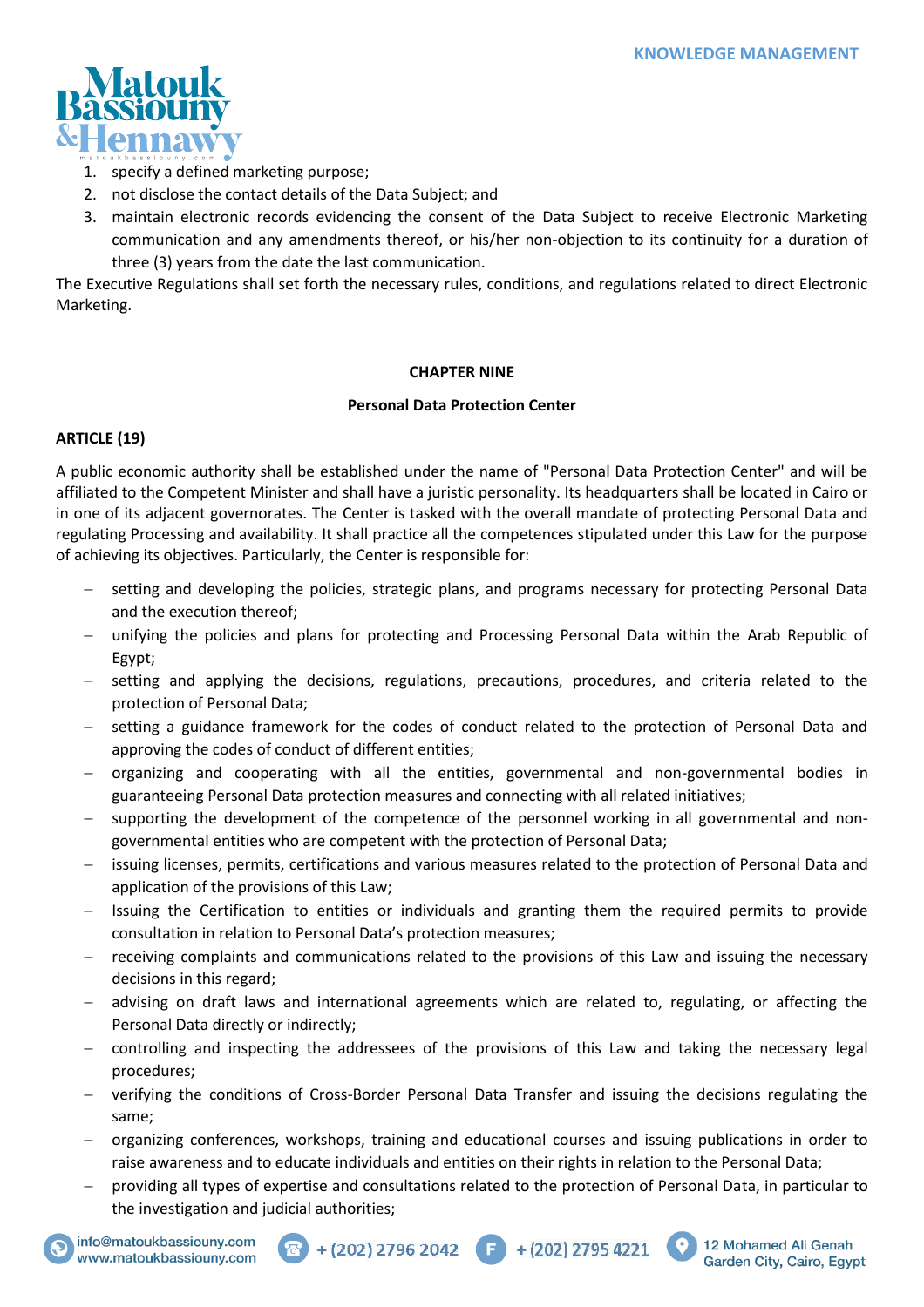1. specify a defined marketing purpose;
2. not disclose the contact details of the Data Subject; and
3. maintain electronic records evidencing the consent of the Data Subject to receive Electronic Marketing communication and any amendments thereof, or his/her non-objection to its continuity for a duration of three (3) years from the date the last communication.

The Executive Regulations shall set forth the necessary rules, conditions, and regulations related to direct Electronic Marketing.

## CHAPTER NINE

### Personal Data Protection Center

**ARTICLE (19)**

A public economic authority shall be established under the name of "Personal Data Protection Center" and will be affiliated to the Competent Minister and shall have a juristic personality. Its headquarters shall be located in Cairo or in one of its adjacent governorates. The Center is tasked with the overall mandate of protecting Personal Data and regulating Processing and availability. It shall practice all the competences stipulated under this Law for the purpose of achieving its objectives. Particularly, the Center is responsible for:

- setting and developing the policies, strategic plans, and programs necessary for protecting Personal Data and the execution thereof;
- unifying the policies and plans for protecting and Processing Personal Data within the Arab Republic of Egypt;
- setting and applying the decisions, regulations, precautions, procedures, and criteria related to the protection of Personal Data;
- setting a guidance framework for the codes of conduct related to the protection of Personal Data and approving the codes of conduct of different entities;
- organizing and cooperating with all the entities, governmental and non-governmental bodies in guaranteeing Personal Data protection measures and connecting with all related initiatives;
- supporting the development of the competence of the personnel working in all governmental and non-governmental entities who are competent with the protection of Personal Data;
- issuing licenses, permits, certifications and various measures related to the protection of Personal Data and application of the provisions of this Law;
- Issuing the Certification to entities or individuals and granting them the required permits to provide consultation in relation to Personal Data's protection measures;
- receiving complaints and communications related to the provisions of this Law and issuing the necessary decisions in this regard;
- advising on draft laws and international agreements which are related to, regulating, or affecting the Personal Data directly or indirectly;
- controlling and inspecting the addressees of the provisions of this Law and taking the necessary legal procedures;
- verifying the conditions of Cross-Border Personal Data Transfer and issuing the decisions regulating the same;
- organizing conferences, workshops, training and educational courses and issuing publications in order to raise awareness and to educate individuals and entities on their rights in relation to the Personal Data;
- providing all types of expertise and consultations related to the protection of Personal Data, in particular to the investigation and judicial authorities;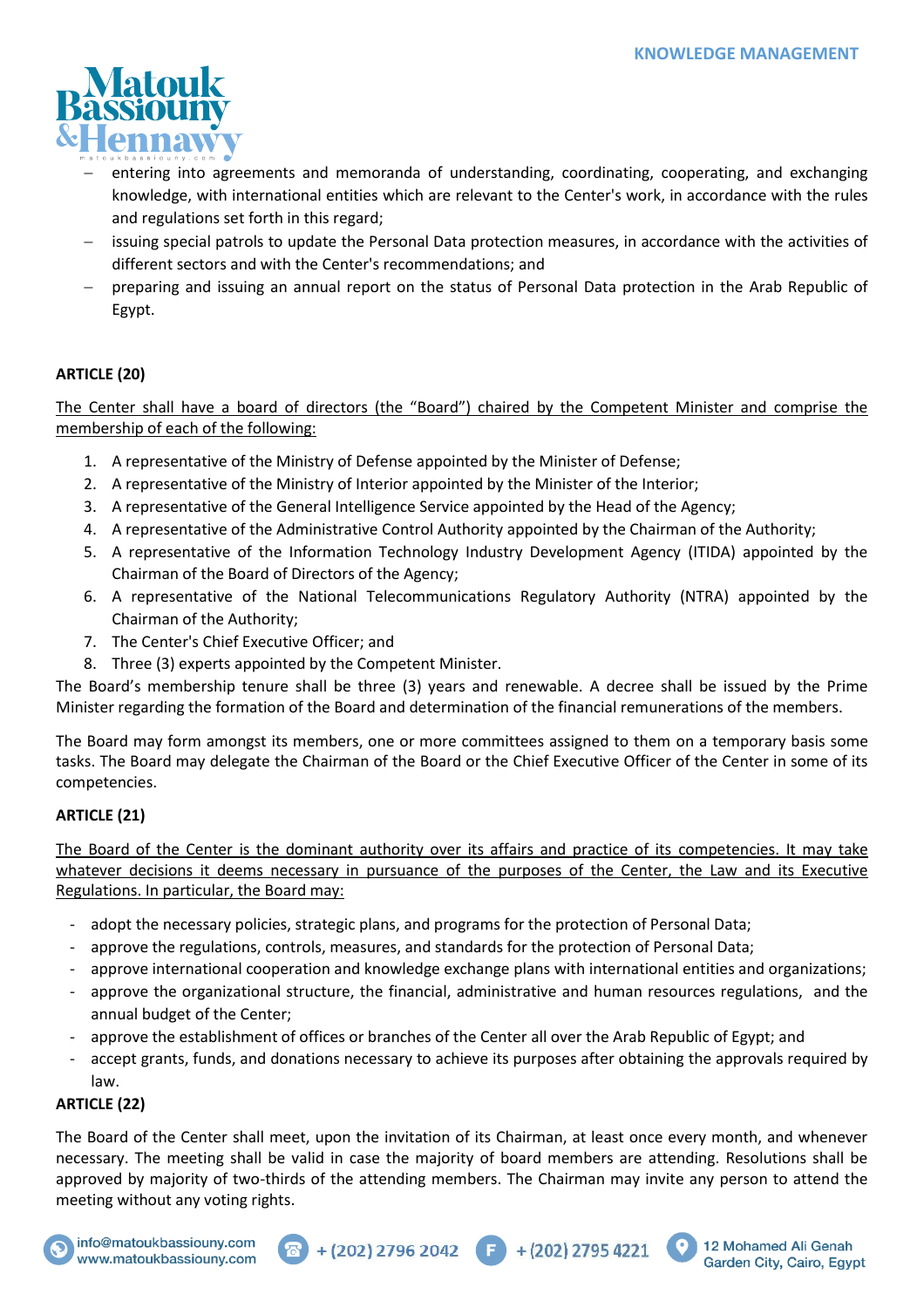- entering into agreements and memoranda of understanding, coordinating, cooperating, and exchanging knowledge, with international entities which are relevant to the Center's work, in accordance with the rules and regulations set forth in this regard;
- issuing special patrols to update the Personal Data protection measures, in accordance with the activities of different sectors and with the Center's recommendations; and
- preparing and issuing an annual report on the status of Personal Data protection in the Arab Republic of Egypt.

**ARTICLE (20)**

The Center shall have a board of directors (the "Board") chaired by the Competent Minister and comprise the membership of each of the following:

1. A representative of the Ministry of Defense appointed by the Minister of Defense;
2. A representative of the Ministry of Interior appointed by the Minister of the Interior;
3. A representative of the General Intelligence Service appointed by the Head of the Agency;
4. A representative of the Administrative Control Authority appointed by the Chairman of the Authority;
5. A representative of the Information Technology Industry Development Agency (ITIDA) appointed by the Chairman of the Board of Directors of the Agency;
6. A representative of the National Telecommunications Regulatory Authority (NTRA) appointed by the Chairman of the Authority;
7. The Center's Chief Executive Officer; and
8. Three (3) experts appointed by the Competent Minister.

The Board's membership tenure shall be three (3) years and renewable. A decree shall be issued by the Prime Minister regarding the formation of the Board and determination of the financial remunerations of the members.

The Board may form amongst its members, one or more committees assigned to them on a temporary basis some tasks. The Board may delegate the Chairman of the Board or the Chief Executive Officer of the Center in some of its competencies.

**ARTICLE (21)**

The Board of the Center is the dominant authority over its affairs and practice of its competencies. It may take whatever decisions it deems necessary in pursuance of the purposes of the Center, the Law and its Executive Regulations. In particular, the Board may:

- adopt the necessary policies, strategic plans, and programs for the protection of Personal Data;
- approve the regulations, controls, measures, and standards for the protection of Personal Data;
- approve international cooperation and knowledge exchange plans with international entities and organizations;
- approve the organizational structure, the financial, administrative and human resources regulations, and the annual budget of the Center;
- approve the establishment of offices or branches of the Center all over the Arab Republic of Egypt; and
- accept grants, funds, and donations necessary to achieve its purposes after obtaining the approvals required by law.

**ARTICLE (22)**

The Board of the Center shall meet, upon the invitation of its Chairman, at least once every month, and whenever necessary. The meeting shall be valid in case the majority of board members are attending. Resolutions shall be approved by majority of two-thirds of the attending members. The Chairman may invite any person to attend the meeting without any voting rights.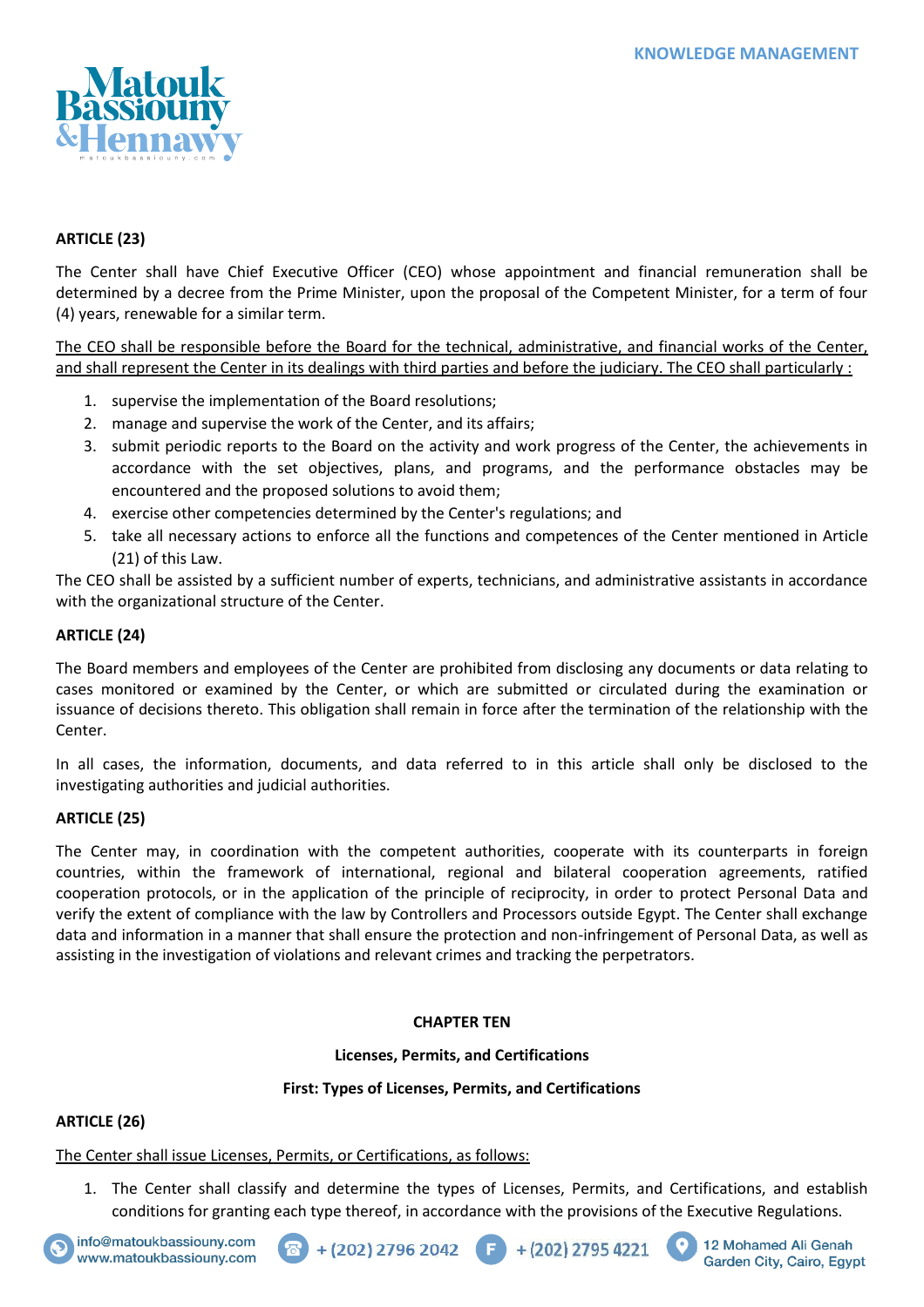**ARTICLE (23)**

The Center shall have Chief Executive Officer (CEO) whose appointment and financial remuneration shall be determined by a decree from the Prime Minister, upon the proposal of the Competent Minister, for a term of four (4) years, renewable for a similar term.

The CEO shall be responsible before the Board for the technical, administrative, and financial works of the Center, and shall represent the Center in its dealings with third parties and before the judiciary. The CEO shall particularly :

1. supervise the implementation of the Board resolutions;
2. manage and supervise the work of the Center, and its affairs;
3. submit periodic reports to the Board on the activity and work progress of the Center, the achievements in accordance with the set objectives, plans, and programs, and the performance obstacles may be encountered and the proposed solutions to avoid them;
4. exercise other competencies determined by the Center's regulations; and
5. take all necessary actions to enforce all the functions and competences of the Center mentioned in Article (21) of this Law.

The CEO shall be assisted by a sufficient number of experts, technicians, and administrative assistants in accordance with the organizational structure of the Center.

**ARTICLE (24)**

The Board members and employees of the Center are prohibited from disclosing any documents or data relating to cases monitored or examined by the Center, or which are submitted or circulated during the examination or issuance of decisions thereto. This obligation shall remain in force after the termination of the relationship with the Center.

In all cases, the information, documents, and data referred to in this article shall only be disclosed to the investigating authorities and judicial authorities.

**ARTICLE (25)**

The Center may, in coordination with the competent authorities, cooperate with its counterparts in foreign countries, within the framework of international, regional and bilateral cooperation agreements, ratified cooperation protocols, or in the application of the principle of reciprocity, in order to protect Personal Data and verify the extent of compliance with the law by Controllers and Processors outside Egypt. The Center shall exchange data and information in a manner that shall ensure the protection and non-infringement of Personal Data, as well as assisting in the investigation of violations and relevant crimes and tracking the perpetrators.

## CHAPTER TEN

### Licenses, Permits, and Certifications

### First: Types of Licenses, Permits, and Certifications

**ARTICLE (26)**

The Center shall issue Licenses, Permits, or Certifications, as follows:

1. The Center shall classify and determine the types of Licenses, Permits, and Certifications, and establish conditions for granting each type thereof, in accordance with the provisions of the Executive Regulations.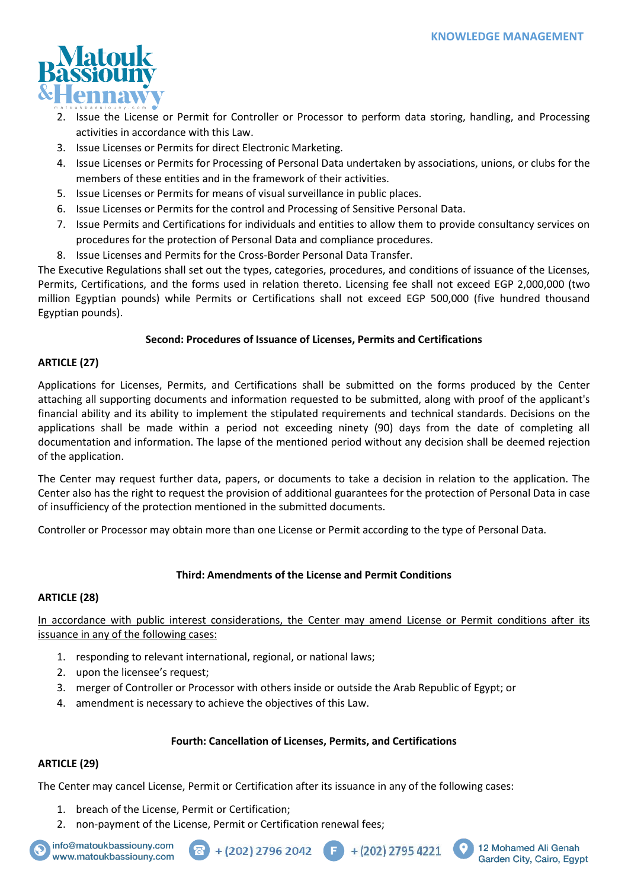2. Issue the License or Permit for Controller or Processor to perform data storing, handling, and Processing activities in accordance with this Law.
3. Issue Licenses or Permits for direct Electronic Marketing.
4. Issue Licenses or Permits for Processing of Personal Data undertaken by associations, unions, or clubs for the members of these entities and in the framework of their activities.
5. Issue Licenses or Permits for means of visual surveillance in public places.
6. Issue Licenses or Permits for the control and Processing of Sensitive Personal Data.
7. Issue Permits and Certifications for individuals and entities to allow them to provide consultancy services on procedures for the protection of Personal Data and compliance procedures.
8. Issue Licenses and Permits for the Cross-Border Personal Data Transfer.

The Executive Regulations shall set out the types, categories, procedures, and conditions of issuance of the Licenses, Permits, Certifications, and the forms used in relation thereto. Licensing fee shall not exceed EGP 2,000,000 (two million Egyptian pounds) while Permits or Certifications shall not exceed EGP 500,000 (five hundred thousand Egyptian pounds).

**Second: Procedures of Issuance of Licenses, Permits and Certifications**

**ARTICLE (27)**

Applications for Licenses, Permits, and Certifications shall be submitted on the forms produced by the Center attaching all supporting documents and information requested to be submitted, along with proof of the applicant's financial ability and its ability to implement the stipulated requirements and technical standards. Decisions on the applications shall be made within a period not exceeding ninety (90) days from the date of completing all documentation and information. The lapse of the mentioned period without any decision shall be deemed rejection of the application.

The Center may request further data, papers, or documents to take a decision in relation to the application. The Center also has the right to request the provision of additional guarantees for the protection of Personal Data in case of insufficiency of the protection mentioned in the submitted documents.

Controller or Processor may obtain more than one License or Permit according to the type of Personal Data.

**Third: Amendments of the License and Permit Conditions**

**ARTICLE (28)**

In accordance with public interest considerations, the Center may amend License or Permit conditions after its issuance in any of the following cases:

1. responding to relevant international, regional, or national laws;
2. upon the licensee's request;
3. merger of Controller or Processor with others inside or outside the Arab Republic of Egypt; or
4. amendment is necessary to achieve the objectives of this Law.

**Fourth: Cancellation of Licenses, Permits, and Certifications**

**ARTICLE (29)**

The Center may cancel License, Permit or Certification after its issuance in any of the following cases:

1. breach of the License, Permit or Certification;
2. non-payment of the License, Permit or Certification renewal fees;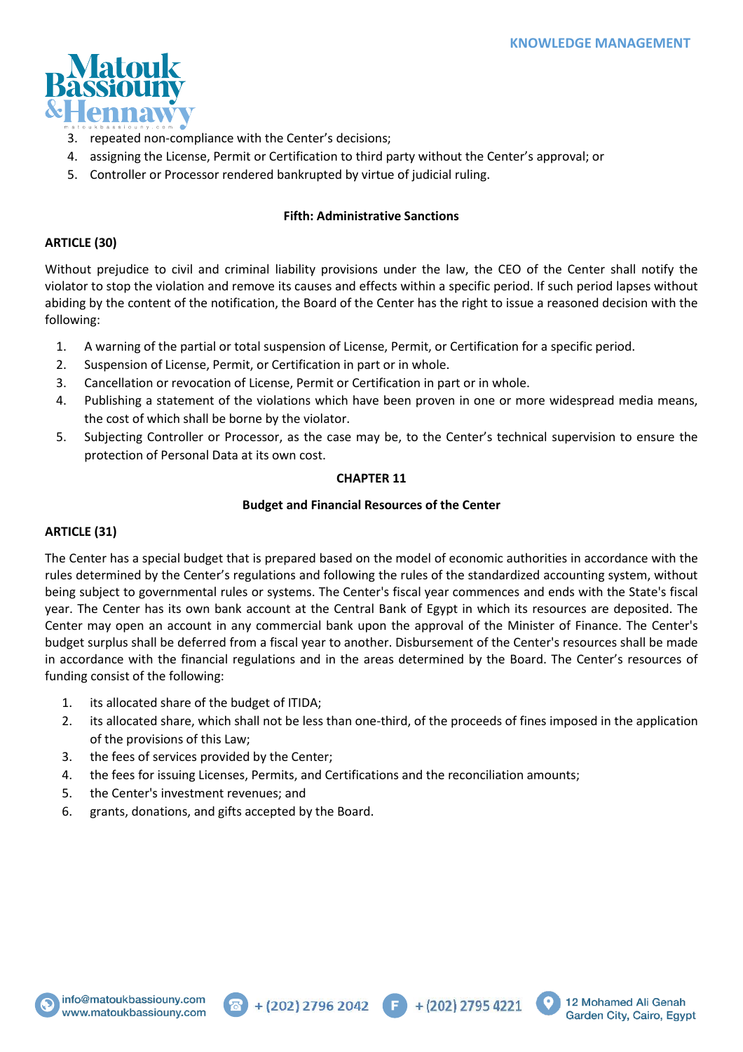3. repeated non-compliance with the Center's decisions;
4. assigning the License, Permit or Certification to third party without the Center's approval; or
5. Controller or Processor rendered bankrupted by virtue of judicial ruling.

**Fifth: Administrative Sanctions**

**ARTICLE (30)**

Without prejudice to civil and criminal liability provisions under the law, the CEO of the Center shall notify the violator to stop the violation and remove its causes and effects within a specific period. If such period lapses without abiding by the content of the notification, the Board of the Center has the right to issue a reasoned decision with the following:

1. A warning of the partial or total suspension of License, Permit, or Certification for a specific period.
2. Suspension of License, Permit, or Certification in part or in whole.
3. Cancellation or revocation of License, Permit or Certification in part or in whole.
4. Publishing a statement of the violations which have been proven in one or more widespread media means, the cost of which shall be borne by the violator.
5. Subjecting Controller or Processor, as the case may be, to the Center's technical supervision to ensure the protection of Personal Data at its own cost.

**CHAPTER 11**

**Budget and Financial Resources of the Center**

**ARTICLE (31)**

The Center has a special budget that is prepared based on the model of economic authorities in accordance with the rules determined by the Center's regulations and following the rules of the standardized accounting system, without being subject to governmental rules or systems. The Center's fiscal year commences and ends with the State's fiscal year. The Center has its own bank account at the Central Bank of Egypt in which its resources are deposited. The Center may open an account in any commercial bank upon the approval of the Minister of Finance. The Center's budget surplus shall be deferred from a fiscal year to another. Disbursement of the Center's resources shall be made in accordance with the financial regulations and in the areas determined by the Board. The Center's resources of funding consist of the following:

1. its allocated share of the budget of ITIDA;
2. its allocated share, which shall not be less than one-third, of the proceeds of fines imposed in the application of the provisions of this Law;
3. the fees of services provided by the Center;
4. the fees for issuing Licenses, Permits, and Certifications and the reconciliation amounts;
5. the Center's investment revenues; and
6. grants, donations, and gifts accepted by the Board.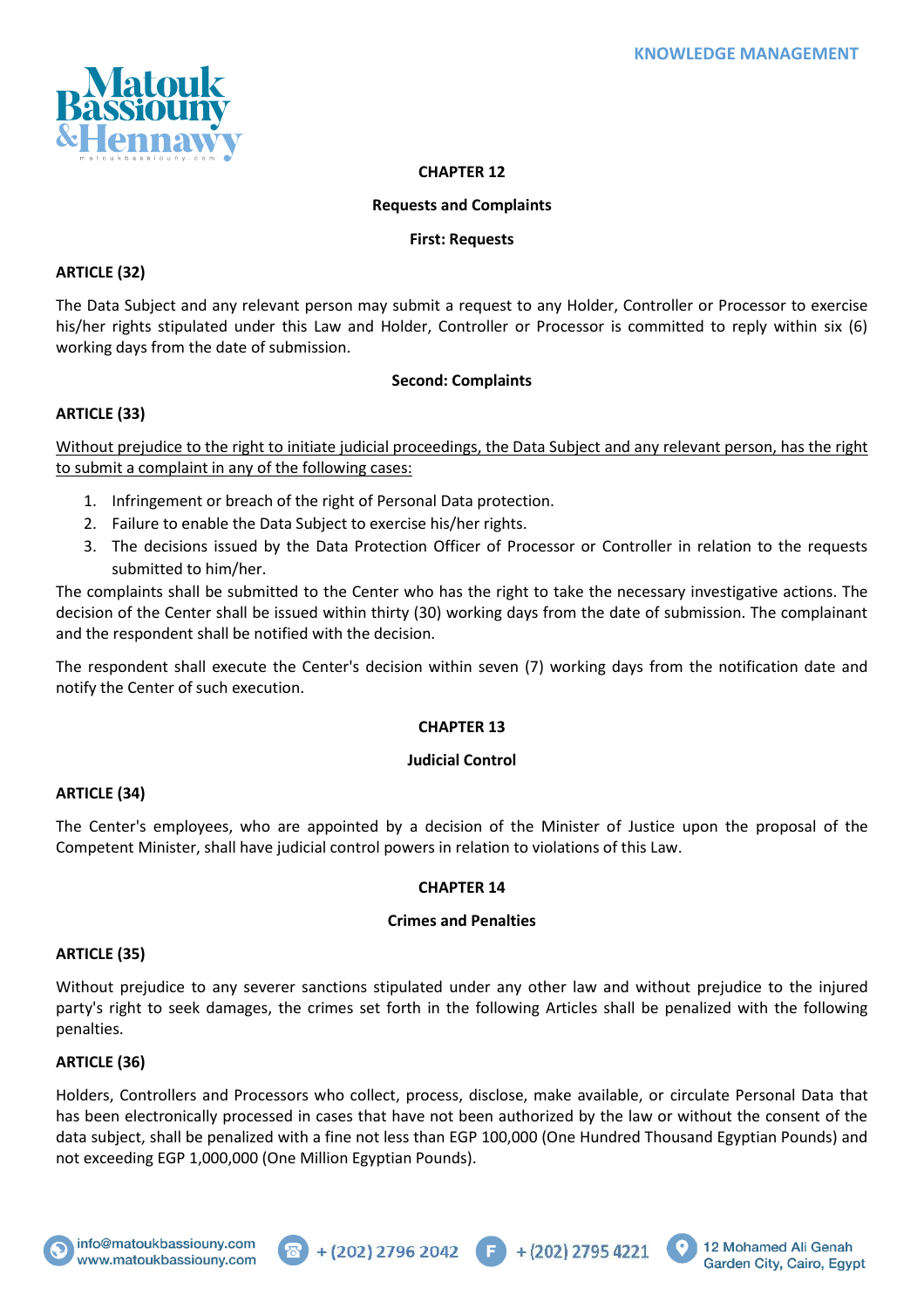## CHAPTER 12

### Requests and Complaints

#### First: Requests

**ARTICLE (32)**

The Data Subject and any relevant person may submit a request to any Holder, Controller or Processor to exercise his/her rights stipulated under this Law and Holder, Controller or Processor is committed to reply within six (6) working days from the date of submission.

#### Second: Complaints

**ARTICLE (33)**

<u>Without prejudice to the right to initiate judicial proceedings, the Data Subject and any relevant person, has the right to submit a complaint in any of the following cases:</u>

1. Infringement or breach of the right of Personal Data protection.
2. Failure to enable the Data Subject to exercise his/her rights.
3. The decisions issued by the Data Protection Officer of Processor or Controller in relation to the requests submitted to him/her.

The complaints shall be submitted to the Center who has the right to take the necessary investigative actions. The decision of the Center shall be issued within thirty (30) working days from the date of submission. The complainant and the respondent shall be notified with the decision.

The respondent shall execute the Center's decision within seven (7) working days from the notification date and notify the Center of such execution.

## CHAPTER 13

### Judicial Control

**ARTICLE (34)**

The Center's employees, who are appointed by a decision of the Minister of Justice upon the proposal of the Competent Minister, shall have judicial control powers in relation to violations of this Law.

## CHAPTER 14

### Crimes and Penalties

**ARTICLE (35)**

Without prejudice to any severer sanctions stipulated under any other law and without prejudice to the injured party's right to seek damages, the crimes set forth in the following Articles shall be penalized with the following penalties.

**ARTICLE (36)**

Holders, Controllers and Processors who collect, process, disclose, make available, or circulate Personal Data that has been electronically processed in cases that have not been authorized by the law or without the consent of the data subject, shall be penalized with a fine not less than EGP 100,000 (One Hundred Thousand Egyptian Pounds) and not exceeding EGP 1,000,000 (One Million Egyptian Pounds).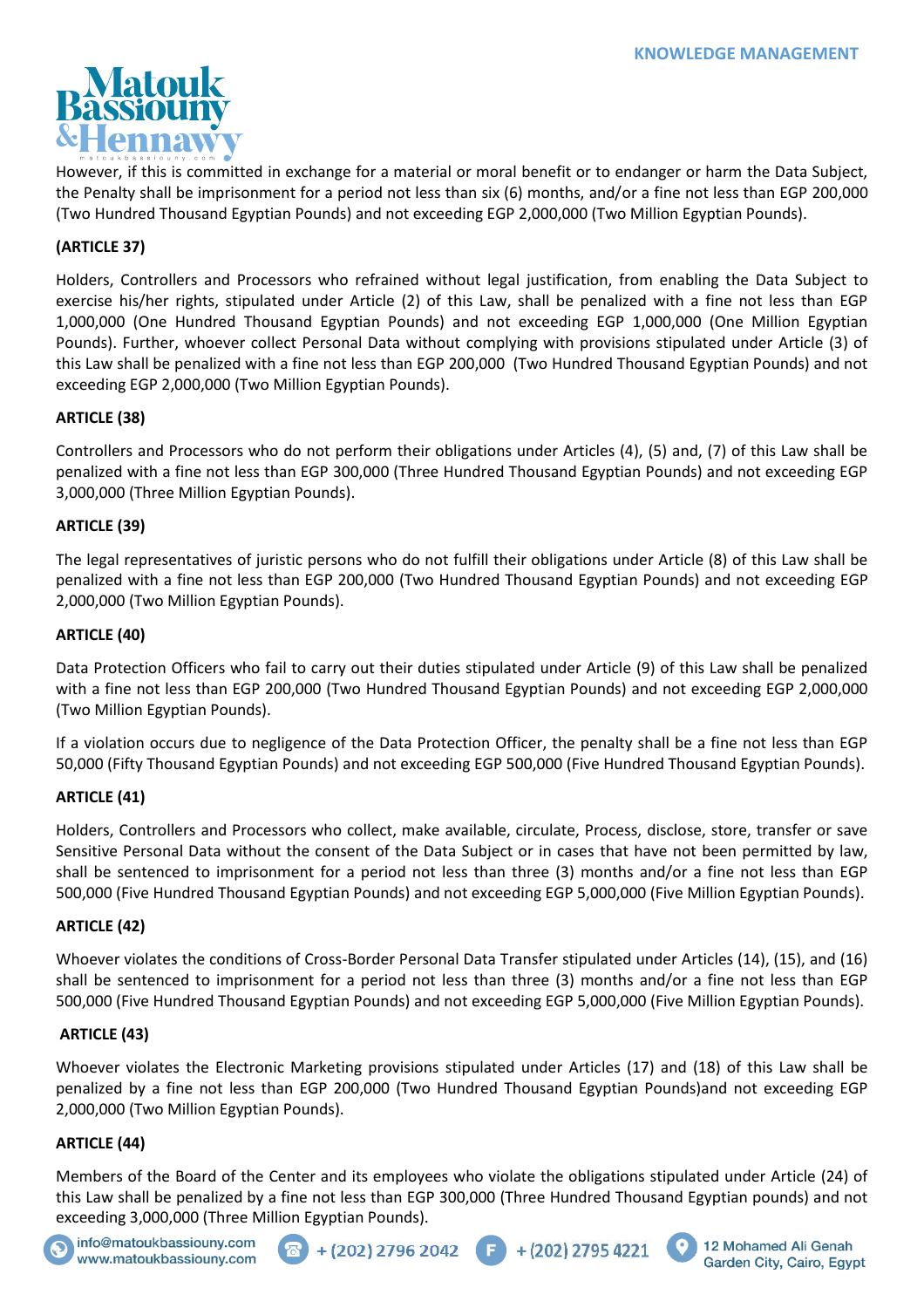However, if this is committed in exchange for a material or moral benefit or to endanger or harm the Data Subject, the Penalty shall be imprisonment for a period not less than six (6) months, and/or a fine not less than EGP 200,000 (Two Hundred Thousand Egyptian Pounds) and not exceeding EGP 2,000,000 (Two Million Egyptian Pounds).

**(ARTICLE 37)**

Holders, Controllers and Processors who refrained without legal justification, from enabling the Data Subject to exercise his/her rights, stipulated under Article (2) of this Law, shall be penalized with a fine not less than EGP 1,000,000 (One Hundred Thousand Egyptian Pounds) and not exceeding EGP 1,000,000 (One Million Egyptian Pounds). Further, whoever collect Personal Data without complying with provisions stipulated under Article (3) of this Law shall be penalized with a fine not less than EGP 200,000 (Two Hundred Thousand Egyptian Pounds) and not exceeding EGP 2,000,000 (Two Million Egyptian Pounds).

**ARTICLE (38)**

Controllers and Processors who do not perform their obligations under Articles (4), (5) and, (7) of this Law shall be penalized with a fine not less than EGP 300,000 (Three Hundred Thousand Egyptian Pounds) and not exceeding EGP 3,000,000 (Three Million Egyptian Pounds).

**ARTICLE (39)**

The legal representatives of juristic persons who do not fulfill their obligations under Article (8) of this Law shall be penalized with a fine not less than EGP 200,000 (Two Hundred Thousand Egyptian Pounds) and not exceeding EGP 2,000,000 (Two Million Egyptian Pounds).

**ARTICLE (40)**

Data Protection Officers who fail to carry out their duties stipulated under Article (9) of this Law shall be penalized with a fine not less than EGP 200,000 (Two Hundred Thousand Egyptian Pounds) and not exceeding EGP 2,000,000 (Two Million Egyptian Pounds).

If a violation occurs due to negligence of the Data Protection Officer, the penalty shall be a fine not less than EGP 50,000 (Fifty Thousand Egyptian Pounds) and not exceeding EGP 500,000 (Five Hundred Thousand Egyptian Pounds).

**ARTICLE (41)**

Holders, Controllers and Processors who collect, make available, circulate, Process, disclose, store, transfer or save Sensitive Personal Data without the consent of the Data Subject or in cases that have not been permitted by law, shall be sentenced to imprisonment for a period not less than three (3) months and/or a fine not less than EGP 500,000 (Five Hundred Thousand Egyptian Pounds) and not exceeding EGP 5,000,000 (Five Million Egyptian Pounds).

**ARTICLE (42)**

Whoever violates the conditions of Cross-Border Personal Data Transfer stipulated under Articles (14), (15), and (16) shall be sentenced to imprisonment for a period not less than three (3) months and/or a fine not less than EGP 500,000 (Five Hundred Thousand Egyptian Pounds) and not exceeding EGP 5,000,000 (Five Million Egyptian Pounds).

**ARTICLE (43)**

Whoever violates the Electronic Marketing provisions stipulated under Articles (17) and (18) of this Law shall be penalized by a fine not less than EGP 200,000 (Two Hundred Thousand Egyptian Pounds)and not exceeding EGP 2,000,000 (Two Million Egyptian Pounds).

**ARTICLE (44)**

Members of the Board of the Center and its employees who violate the obligations stipulated under Article (24) of this Law shall be penalized by a fine not less than EGP 300,000 (Three Hundred Thousand Egyptian pounds) and not exceeding 3,000,000 (Three Million Egyptian Pounds).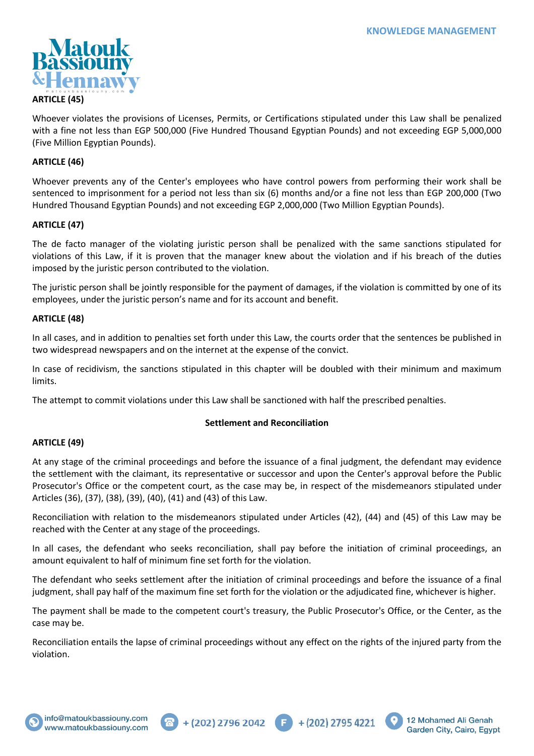## ARTICLE (45)

Whoever violates the provisions of Licenses, Permits, or Certifications stipulated under this Law shall be penalized with a fine not less than EGP 500,000 (Five Hundred Thousand Egyptian Pounds) and not exceeding EGP 5,000,000 (Five Million Egyptian Pounds).

## ARTICLE (46)

Whoever prevents any of the Center's employees who have control powers from performing their work shall be sentenced to imprisonment for a period not less than six (6) months and/or a fine not less than EGP 200,000 (Two Hundred Thousand Egyptian Pounds) and not exceeding EGP 2,000,000 (Two Million Egyptian Pounds).

## ARTICLE (47)

The de facto manager of the violating juristic person shall be penalized with the same sanctions stipulated for violations of this Law, if it is proven that the manager knew about the violation and if his breach of the duties imposed by the juristic person contributed to the violation.

The juristic person shall be jointly responsible for the payment of damages, if the violation is committed by one of its employees, under the juristic person's name and for its account and benefit.

## ARTICLE (48)

In all cases, and in addition to penalties set forth under this Law, the courts order that the sentences be published in two widespread newspapers and on the internet at the expense of the convict.

In case of recidivism, the sanctions stipulated in this chapter will be doubled with their minimum and maximum limits.

The attempt to commit violations under this Law shall be sanctioned with half the prescribed penalties.

### Settlement and Reconciliation

## ARTICLE (49)

At any stage of the criminal proceedings and before the issuance of a final judgment, the defendant may evidence the settlement with the claimant, its representative or successor and upon the Center's approval before the Public Prosecutor's Office or the competent court, as the case may be, in respect of the misdemeanors stipulated under Articles (36), (37), (38), (39), (40), (41) and (43) of this Law.

Reconciliation with relation to the misdemeanors stipulated under Articles (42), (44) and (45) of this Law may be reached with the Center at any stage of the proceedings.

In all cases, the defendant who seeks reconciliation, shall pay before the initiation of criminal proceedings, an amount equivalent to half of minimum fine set forth for the violation.

The defendant who seeks settlement after the initiation of criminal proceedings and before the issuance of a final judgment, shall pay half of the maximum fine set forth for the violation or the adjudicated fine, whichever is higher.

The payment shall be made to the competent court's treasury, the Public Prosecutor's Office, or the Center, as the case may be.

Reconciliation entails the lapse of criminal proceedings without any effect on the rights of the injured party from the violation.